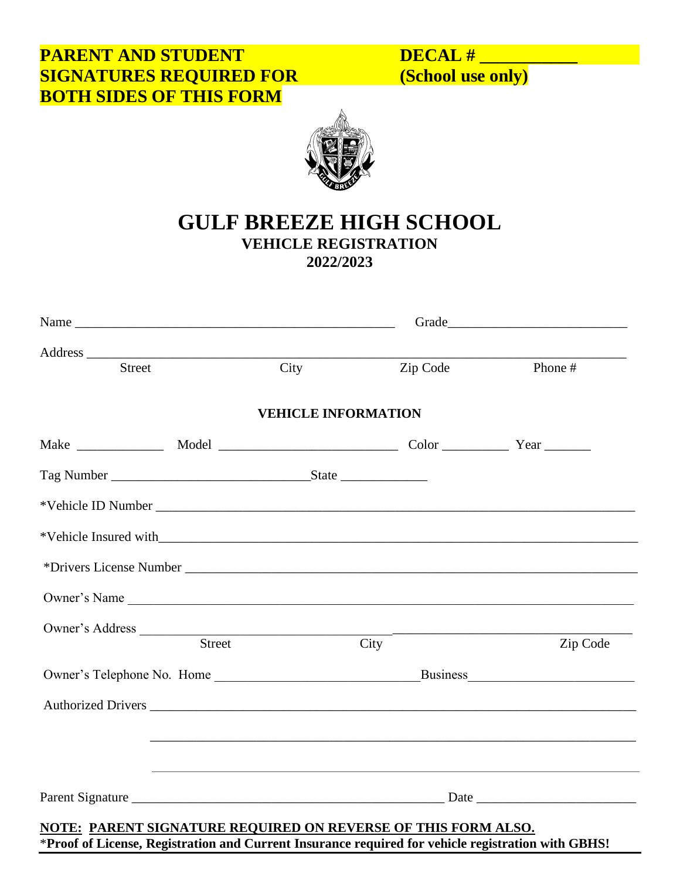**PARENT AND STUDENT SIGNATURES REQUIRED FOR BOTH SIDES OF THIS FORM**

**DECAL # ___________**
**(School use only)**

# GULF BREEZE HIGH SCHOOL

## VEHICLE REGISTRATION

**2022/2023**

Name _________________________________________________ Grade__________________________

Address ___________________________________________________________________________
Street City Zip Code Phone #

### VEHICLE INFORMATION

Make _____________ Model ___________________________ Color __________ Year _______

Tag Number _____________________________State _____________

*Vehicle ID Number ________________________________________________________________________

*Vehicle Insured with________________________________________________________________________

*Drivers License Number _____________________________________________________________________

Owner's Name ______________________________________________________________________________

Owner's Address ______________________________________________________________________
Street City Zip Code

Owner's Telephone No. Home ______________________________Business________________________

Authorized Drivers __________________________________________________________________________

__________________________________________________________________________

__________________________________________________________________________

Parent Signature ________________________________________________ Date ________________________

**NOTE: PARENT SIGNATURE REQUIRED ON REVERSE OF THIS FORM ALSO.**

***Proof of License, Registration and Current Insurance required for vehicle registration with GBHS!**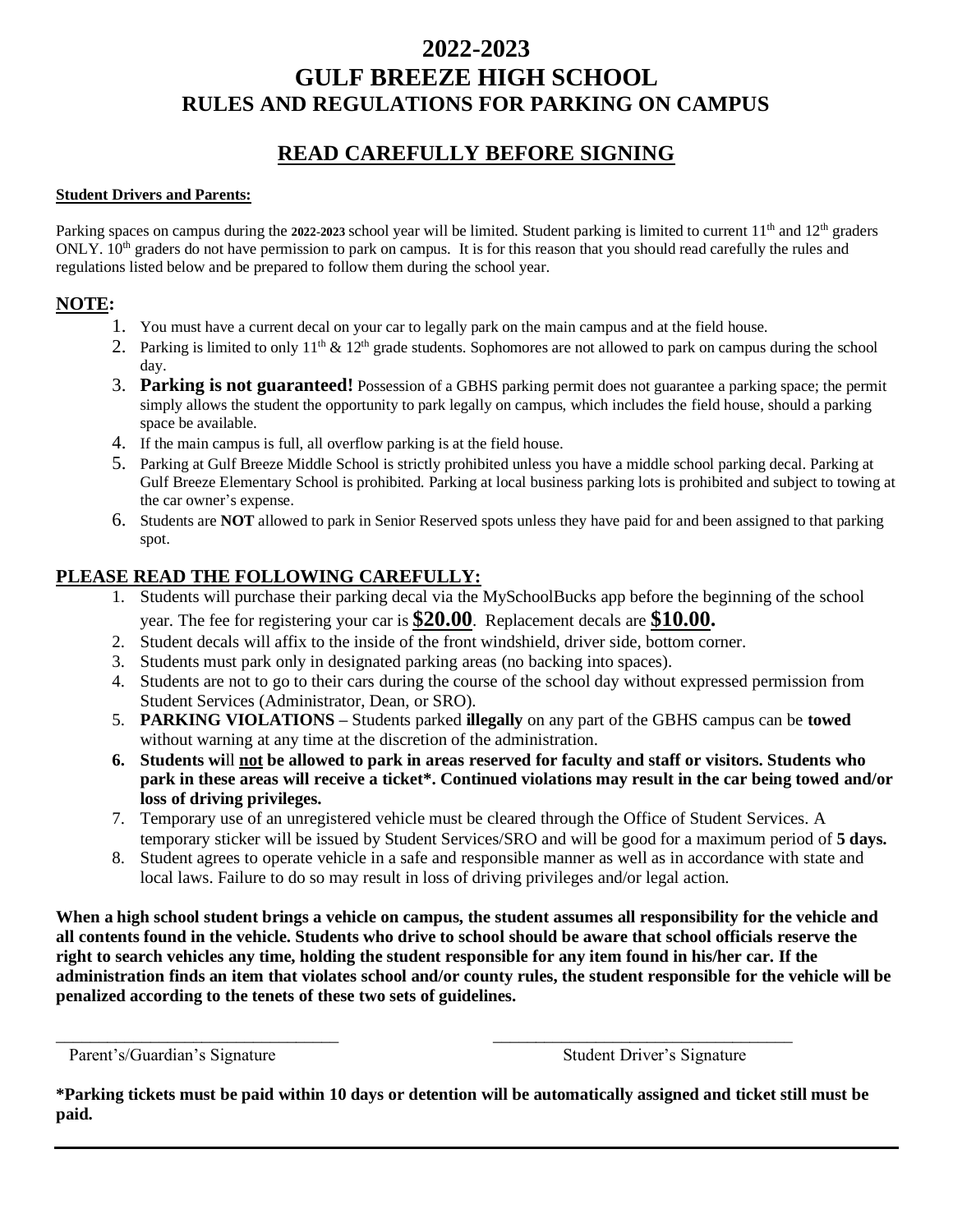# 2022-2023
# GULF BREEZE HIGH SCHOOL
## RULES AND REGULATIONS FOR PARKING ON CAMPUS

## READ CAREFULLY BEFORE SIGNING

**Student Drivers and Parents:**

Parking spaces on campus during the **2022-2023** school year will be limited. Student parking is limited to current 11th and 12th graders ONLY. 10th graders do not have permission to park on campus. It is for this reason that you should read carefully the rules and regulations listed below and be prepared to follow them during the school year.

### NOTE:

1. You must have a current decal on your car to legally park on the main campus and at the field house.
2. Parking is limited to only 11th & 12th grade students. Sophomores are not allowed to park on campus during the school day.
3. **Parking is not guaranteed!** Possession of a GBHS parking permit does not guarantee a parking space; the permit simply allows the student the opportunity to park legally on campus, which includes the field house, should a parking space be available.
4. If the main campus is full, all overflow parking is at the field house.
5. Parking at Gulf Breeze Middle School is strictly prohibited unless you have a middle school parking decal. Parking at Gulf Breeze Elementary School is prohibited. Parking at local business parking lots is prohibited and subject to towing at the car owner's expense.
6. Students are **NOT** allowed to park in Senior Reserved spots unless they have paid for and been assigned to that parking spot.

### PLEASE READ THE FOLLOWING CAREFULLY:

1. Students will purchase their parking decal via the MySchoolBucks app before the beginning of the school year. The fee for registering your car is **$20.00**. Replacement decals are **$10.00.**
2. Student decals will affix to the inside of the front windshield, driver side, bottom corner.
3. Students must park only in designated parking areas (no backing into spaces).
4. Students are not to go to their cars during the course of the school day without expressed permission from Student Services (Administrator, Dean, or SRO).
5. **PARKING VIOLATIONS –** Students parked **illegally** on any part of the GBHS campus can be **towed** without warning at any time at the discretion of the administration.
6. **Students will not be allowed to park in areas reserved for faculty and staff or visitors. Students who park in these areas will receive a ticket*. Continued violations may result in the car being towed and/or loss of driving privileges.**
7. Temporary use of an unregistered vehicle must be cleared through the Office of Student Services. A temporary sticker will be issued by Student Services/SRO and will be good for a maximum period of **5 days.**
8. Student agrees to operate vehicle in a safe and responsible manner as well as in accordance with state and local laws. Failure to do so may result in loss of driving privileges and/or legal action.

**When a high school student brings a vehicle on campus, the student assumes all responsibility for the vehicle and all contents found in the vehicle. Students who drive to school should be aware that school officials reserve the right to search vehicles any time, holding the student responsible for any item found in his/her car. If the administration finds an item that violates school and/or county rules, the student responsible for the vehicle will be penalized according to the tenets of these two sets of guidelines.**

_______________________________ Parent's/Guardian's Signature

_______________________________ Student Driver's Signature

**\*Parking tickets must be paid within 10 days or detention will be automatically assigned and ticket still must be paid.**